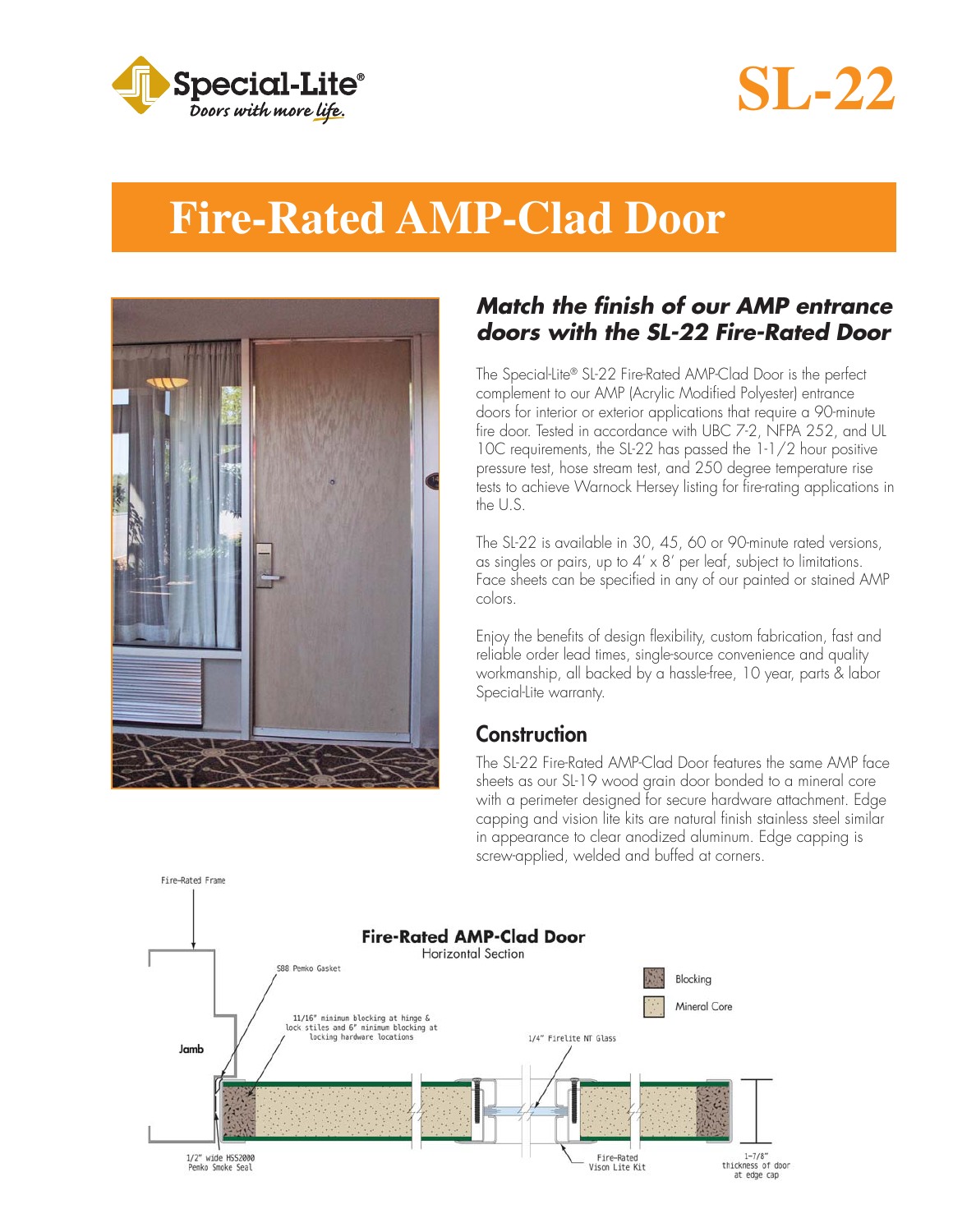Special-Lite®
Doors with more life.

# SL-22

# Fire-Rated AMP-Clad Door

## *Match the finish of our AMP entrance doors with the SL-22 Fire-Rated Door*

The Special-Lite® SL-22 Fire-Rated AMP-Clad Door is the perfect complement to our AMP (Acrylic Modified Polyester) entrance doors for interior or exterior applications that require a 90-minute fire door. Tested in accordance with UBC 7-2, NFPA 252, and UL 10C requirements, the SL-22 has passed the 1-1/2 hour positive pressure test, hose stream test, and 250 degree temperature rise tests to achieve Warnock Hersey listing for fire-rating applications in the U.S.

The SL-22 is available in 30, 45, 60 or 90-minute rated versions, as singles or pairs, up to 4' x 8' per leaf, subject to limitations. Face sheets can be specified in any of our painted or stained AMP colors.

Enjoy the benefits of design flexibility, custom fabrication, fast and reliable order lead times, single-source convenience and quality workmanship, all backed by a hassle-free, 10 year, parts & labor Special-Lite warranty.

## Construction

The SL-22 Fire-Rated AMP-Clad Door features the same AMP face sheets as our SL-19 wood grain door bonded to a mineral core with a perimeter designed for secure hardware attachment. Edge capping and vision lite kits are natural finish stainless steel similar in appearance to clear anodized aluminum. Edge capping is screw-applied, welded and buffed at corners.

**Fire-Rated AMP-Clad Door**
Horizontal Section

Fire-Rated Frame

S88 Pemko Gasket

11/16" minimum blocking at hinge & lock stiles and 6" minimum blocking at locking hardware locations

Jamb

1/4" Firelite NT Glass

Blocking

Mineral Core

1/2" wide HSS2000 Pemko Smoke Seal

Fire-Rated Vison Lite Kit

1-7/8" thickness of door at edge cap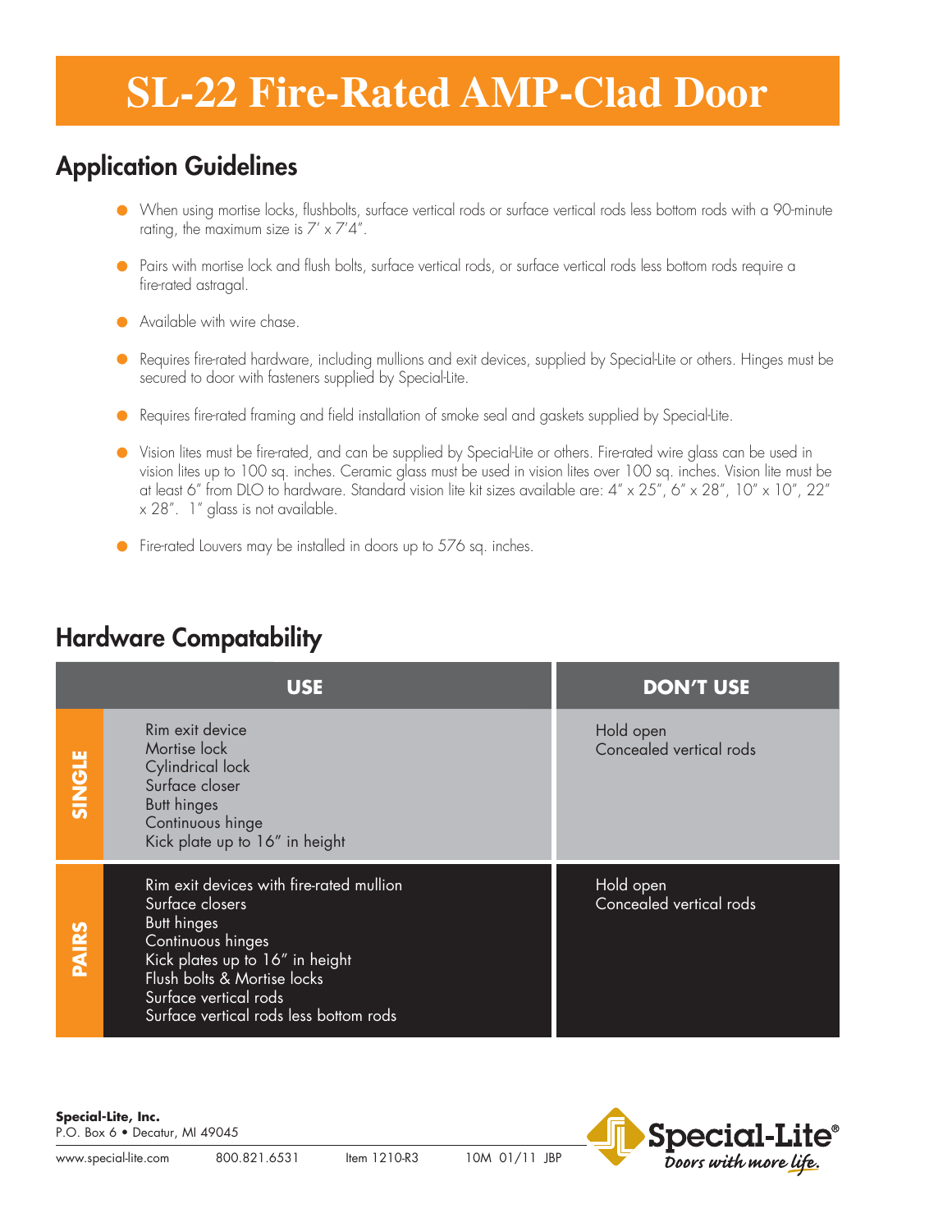# SL-22 Fire-Rated AMP-Clad Door

## Application Guidelines

- When using mortise locks, flushbolts, surface vertical rods or surface vertical rods less bottom rods with a 90-minute rating, the maximum size is 7' x 7'4".
- Pairs with mortise lock and flush bolts, surface vertical rods, or surface vertical rods less bottom rods require a fire-rated astragal.
- Available with wire chase.
- Requires fire-rated hardware, including mullions and exit devices, supplied by Special-Lite or others. Hinges must be secured to door with fasteners supplied by Special-Lite.
- Requires fire-rated framing and field installation of smoke seal and gaskets supplied by Special-Lite.
- Vision lites must be fire-rated, and can be supplied by Special-Lite or others. Fire-rated wire glass can be used in vision lites up to 100 sq. inches. Ceramic glass must be used in vision lites over 100 sq. inches. Vision lite must be at least 6" from DLO to hardware. Standard vision lite kit sizes available are: 4" x 25", 6" x 28", 10" x 10", 22" x 28". 1" glass is not available.
- Fire-rated Louvers may be installed in doors up to 576 sq. inches.

## Hardware Compatability

| | USE | DON'T USE |
|---|---|---|
| SINGLE | Rim exit device<br>Mortise lock<br>Cylindrical lock<br>Surface closer<br>Butt hinges<br>Continuous hinge<br>Kick plate up to 16" in height | Hold open<br>Concealed vertical rods |
| PAIRS | Rim exit devices with fire-rated mullion<br>Surface closers<br>Butt hinges<br>Continuous hinges<br>Kick plates up to 16" in height<br>Flush bolts & Mortise locks<br>Surface vertical rods<br>Surface vertical rods less bottom rods | Hold open<br>Concealed vertical rods |

**Special-Lite, Inc.**
P.O. Box 6 • Decatur, MI 49045

www.special-lite.com 800.821.6531 Item 1210-R3 10M 01/11 JBP

Special-Lite® Doors with more life.